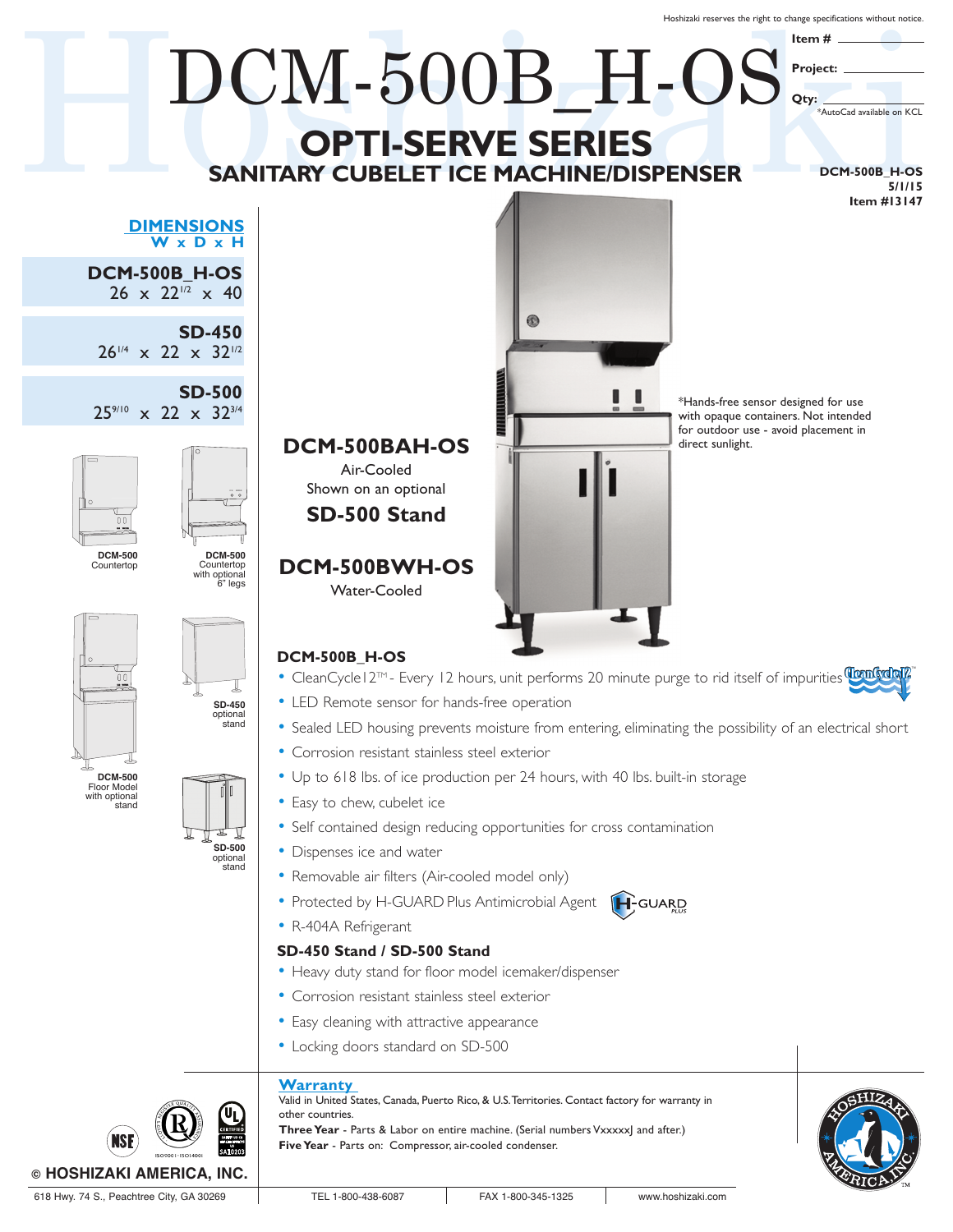Hoshizaki reserves the right to change specifications without notice.

Item # ___________

Project: ___________

Qty: ___________

*AutoCad available on KCL

# DCM-500B_H-OS

## OPTI-SERVE SERIES

## SANITARY CUBELET ICE MACHINE/DISPENSER

DCM-500B_H-OS
5/1/15
Item #13147

**DIMENSIONS**
**W x D x H**

**DCM-500B_H-OS**
26 x 22 1/2 x 40

**SD-450**
26 1/4 x 22 x 32 1/2

**SD-500**
25 9/10 x 22 x 32 3/4

**DCM-500** Countertop

**DCM-500** Countertop with optional 6" legs

**DCM-500** Floor Model with optional stand

**SD-450** optional stand

**SD-500** optional stand

**DCM-500BAH-OS**
Air-Cooled
Shown on an optional
**SD-500 Stand**

**DCM-500BWH-OS**
Water-Cooled

*Hands-free sensor designed for use with opaque containers. Not intended for outdoor use - avoid placement in direct sunlight.

### DCM-500B_H-OS

- CleanCycle12™ - Every 12 hours, unit performs 20 minute purge to rid itself of impurities
- LED Remote sensor for hands-free operation
- Sealed LED housing prevents moisture from entering, eliminating the possibility of an electrical short
- Corrosion resistant stainless steel exterior
- Up to 618 lbs. of ice production per 24 hours, with 40 lbs. built-in storage
- Easy to chew, cubelet ice
- Self contained design reducing opportunities for cross contamination
- Dispenses ice and water
- Removable air filters (Air-cooled model only)
- Protected by H-GUARD Plus Antimicrobial Agent
- R-404A Refrigerant

### SD-450 Stand / SD-500 Stand

- Heavy duty stand for floor model icemaker/dispenser
- Corrosion resistant stainless steel exterior
- Easy cleaning with attractive appearance
- Locking doors standard on SD-500

### Warranty

Valid in United States, Canada, Puerto Rico, & U.S. Territories. Contact factory for warranty in other countries.

**Three Year** - Parts & Labor on entire machine. (Serial numbers VxxxxxJ and after.)

**Five Year** - Parts on: Compressor, air-cooled condenser.

© HOSHIZAKI AMERICA, INC.

618 Hwy. 74 S., Peachtree City, GA 30269 | TEL 1-800-438-6087 | FAX 1-800-345-1325 | www.hoshizaki.com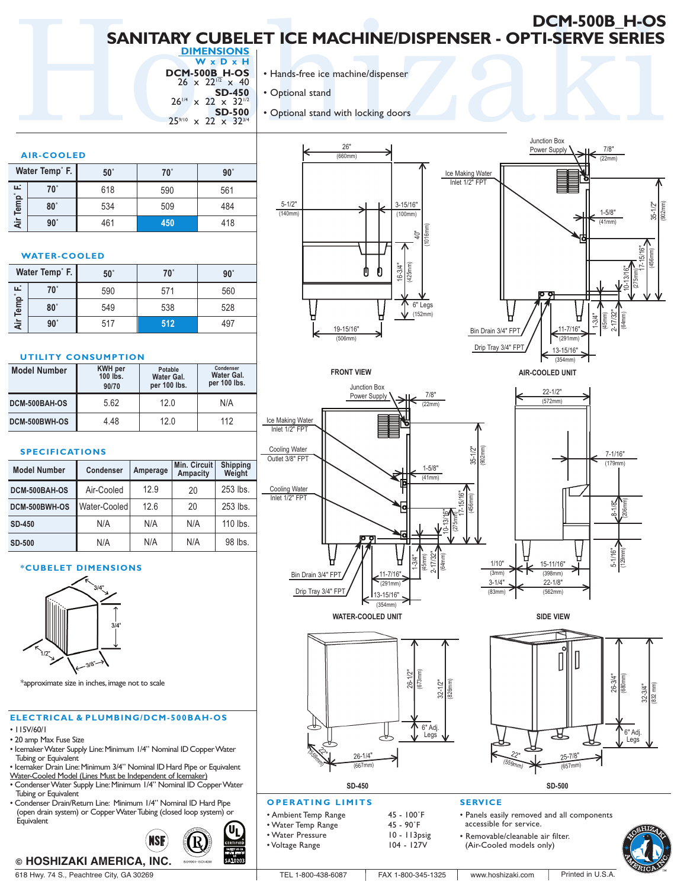# DCM-500B_H-OS

# SANITARY CUBELET ICE MACHINE/DISPENSER - OPTI-SERVE SERIES

**DIMENSIONS**
**W x D x H**

**DCM-500B_H-OS**
26 x 22 1/2 x 40

**SD-450**
26 1/4 x 22 x 32 1/2

**SD-500**
25 9/10 x 22 x 32 3/4

- Hands-free ice machine/dispenser
- Optional stand
- Optional stand with locking doors

## AIR-COOLED

| | Water Temp˚ F. | 50˚ | 70˚ | 90˚ |
|---|---|---|---|---|
| Air Temp˚ F. | 70˚ | 618 | 590 | 561 |
| | 80˚ | 534 | 509 | 484 |
| | 90˚ | 461 | **450** | 418 |

## WATER-COOLED

| | Water Temp˚ F. | 50˚ | 70˚ | 90˚ |
|---|---|---|---|---|
| Air Temp˚ F. | 70˚ | 590 | 571 | 560 |
| | 80˚ | 549 | 538 | 528 |
| | 90˚ | 517 | **512** | 497 |

## UTILITY CONSUMPTION

| Model Number | KWH per 100 lbs. 90/70 | Potable Water Gal. per 100 lbs. | Condenser Water Gal. per 100 lbs. |
|---|---|---|---|
| DCM-500BAH-OS | 5.62 | 12.0 | N/A |
| DCM-500BWH-OS | 4.48 | 12.0 | 112 |

## SPECIFICATIONS

| Model Number | Condenser | Amperage | Min. Circuit Ampacity | Shipping Weight |
|---|---|---|---|---|
| DCM-500BAH-OS | Air-Cooled | 12.9 | 20 | 253 lbs. |
| DCM-500BWH-OS | Water-Cooled | 12.6 | 20 | 253 lbs. |
| SD-450 | N/A | N/A | N/A | 110 lbs. |
| SD-500 | N/A | N/A | N/A | 98 lbs. |

## *CUBELET DIMENSIONS

3/4"
3/4"
1/2"
3/8"

*approximate size in inches, image not to scale

## ELECTRICAL & PLUMBING/DCM-500BAH-OS

- 115V/60/1
- 20 amp Max Fuse Size
- Icemaker Water Supply Line: Minimum 1/4" Nominal ID Copper Water Tubing or Equivalent
- Icemaker Drain Line: Minimum 3/4" Nominal ID Hard Pipe or Equivalent

Water-Cooled Model (Lines Must be Independent of Icemaker)

- Condenser Water Supply Line: Minimum 1/4" Nominal ID Copper Water Tubing or Equivalent
- Condenser Drain/Return Line: Minimum 1/4" Nominal ID Hard Pipe (open drain system) or Copper Water Tubing (closed loop system) or Equivalent

© HOSHIZAKI AMERICA, INC.

618 Hwy. 74 S., Peachtree City, GA 30269

### FRONT VIEW

26" (660mm)
5-1/2" (140mm)
3-15/16" (100mm)
40" (1016mm)
16-3/4" (425mm)
6" Legs (152mm)
19-15/16" (506mm)

### AIR-COOLED UNIT

Junction Box
Power Supply
7/8" (22mm)
Ice Making Water Inlet 1/2" FPT
1-5/8" (41mm)
35-1/2" (902mm)
17-15/16" (456mm)
10-13/16" (275mm)
1-3/4" (45mm)
2-17/32" (64mm)
Bin Drain 3/4" FPT
Drip Tray 3/4" FPT
11-7/16" (291mm)
13-15/16" (354mm)

### WATER-COOLED UNIT

Junction Box
Power Supply
7/8" (22mm)
Ice Making Water Inlet 1/2" FPT
Cooling Water Outlet 3/8" FPT
Cooling Water Inlet 1/2" FPT
1-5/8" (41mm)
35-1/2" (902mm)
17-15/16" (456mm)
10-13/16" (275mm)
1-3/4" (45mm)
2-17/32" (64mm)
Bin Drain 3/4" FPT
Drip Tray 3/4" FPT
11-7/16" (291mm)
13-15/16" (354mm)

### SIDE VIEW

22-1/2" (572mm)
7-1/16" (179mm)
8-1/8" (206mm)
5-1/16" (129mm)
1/10" (3mm)
3-1/4" (83mm)
15-11/16" (398mm)
22-1/8" (562mm)

### SD-450

26-1/2" (673mm)
32-1/2" (826mm)
6" Adj. Legs
22" (559mm)
26-1/4" (667mm)

### SD-500

26-3/4" (680mm)
32-3/4" (832 mm)
6" Adj. Legs
22" (559mm)
25-7/8" (657mm)

## OPERATING LIMITS

| | |
|---|---|
| • Ambient Temp Range | 45 - 100˚F |
| • Water Temp Range | 45 - 90˚F |
| • Water Pressure | 10 - 113psig |
| • Voltage Range | 104 - 127V |

## SERVICE

- Panels easily removed and all components accessible for service.
- Removable/cleanable air filter. (Air-Cooled models only)

TEL 1-800-438-6087 | FAX 1-800-345-1325 | www.hoshizaki.com | Printed in U.S.A.